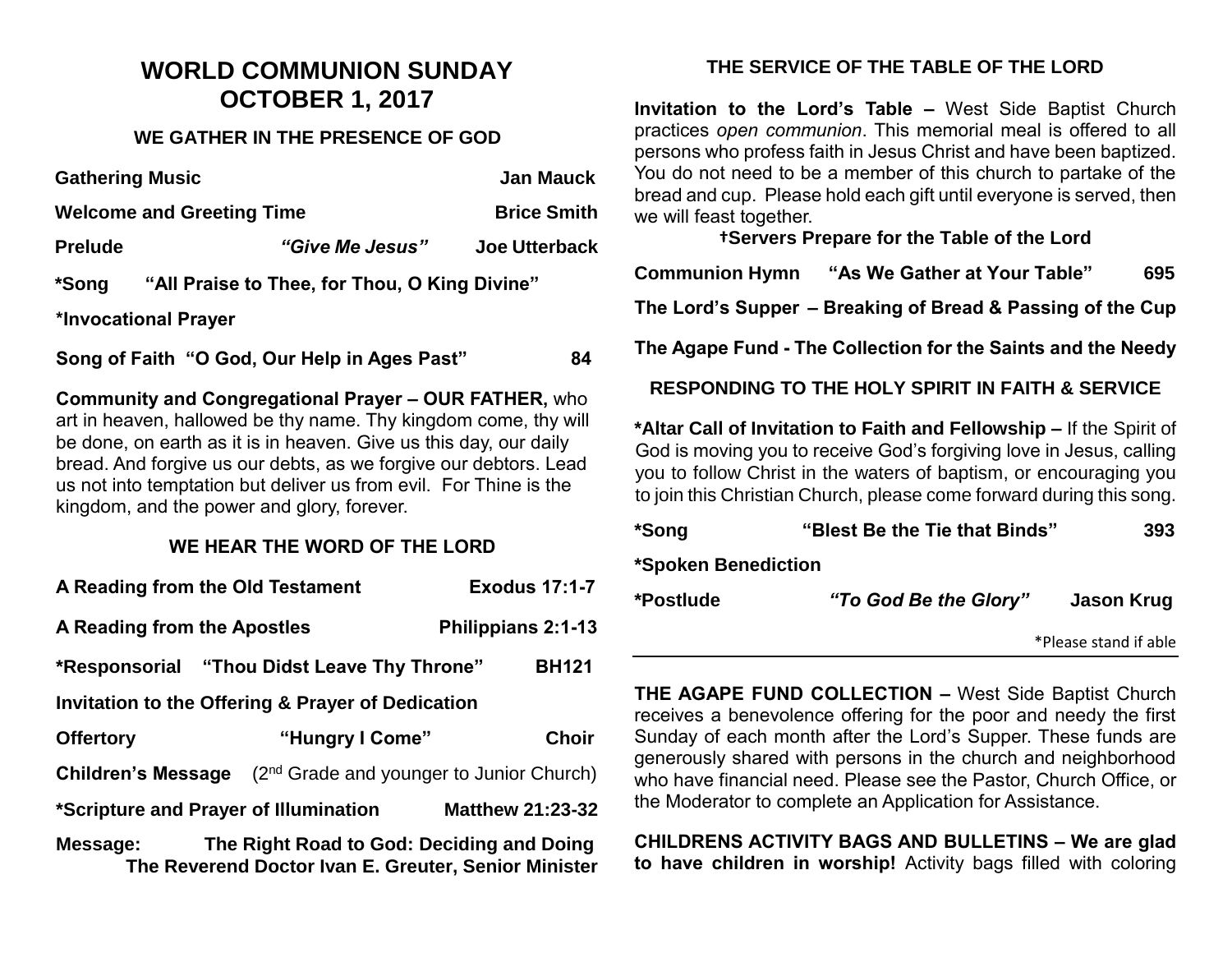# WORLD COMMUNION SUNDAY
# OCTOBER 1, 2017

## WE GATHER IN THE PRESENCE OF GOD

**Gathering Music** **Jan Mauck**

**Welcome and Greeting Time** **Brice Smith**

**Prelude** ***"Give Me Jesus"*** **Joe Utterback**

**\*Song "All Praise to Thee, for Thou, O King Divine"**

**\*Invocational Prayer**

**Song of Faith "O God, Our Help in Ages Past" 84**

**Community and Congregational Prayer – OUR FATHER,** who art in heaven, hallowed be thy name. Thy kingdom come, thy will be done, on earth as it is in heaven. Give us this day, our daily bread. And forgive us our debts, as we forgive our debtors. Lead us not into temptation but deliver us from evil. For Thine is the kingdom, and the power and glory, forever.

## WE HEAR THE WORD OF THE LORD

**A Reading from the Old Testament** **Exodus 17:1-7**

**A Reading from the Apostles** **Philippians 2:1-13**

**\*Responsorial "Thou Didst Leave Thy Throne" BH121**

**Invitation to the Offering & Prayer of Dedication**

**Offertory** **"Hungry I Come"** **Choir**

**Children's Message** (2nd Grade and younger to Junior Church)

**\*Scripture and Prayer of Illumination** **Matthew 21:23-32**

**Message: The Right Road to God: Deciding and Doing**
**The Reverend Doctor Ivan E. Greuter, Senior Minister**

## THE SERVICE OF THE TABLE OF THE LORD

**Invitation to the Lord's Table –** West Side Baptist Church practices *open communion*. This memorial meal is offered to all persons who profess faith in Jesus Christ and have been baptized. You do not need to be a member of this church to partake of the bread and cup. Please hold each gift until everyone is served, then we will feast together.

**†Servers Prepare for the Table of the Lord**

**Communion Hymn "As We Gather at Your Table" 695**

**The Lord's Supper – Breaking of Bread & Passing of the Cup**

**The Agape Fund - The Collection for the Saints and the Needy**

## RESPONDING TO THE HOLY SPIRIT IN FAITH & SERVICE

**\*Altar Call of Invitation to Faith and Fellowship –** If the Spirit of God is moving you to receive God's forgiving love in Jesus, calling you to follow Christ in the waters of baptism, or encouraging you to join this Christian Church, please come forward during this song.

**\*Song "Blest Be the Tie that Binds" 393**

**\*Spoken Benediction**

**\*Postlude** ***"To God Be the Glory"*** **Jason Krug**

\*Please stand if able

---

**THE AGAPE FUND COLLECTION –** West Side Baptist Church receives a benevolence offering for the poor and needy the first Sunday of each month after the Lord's Supper. These funds are generously shared with persons in the church and neighborhood who have financial need. Please see the Pastor, Church Office, or the Moderator to complete an Application for Assistance.

**CHILDRENS ACTIVITY BAGS AND BULLETINS – We are glad to have children in worship!** Activity bags filled with coloring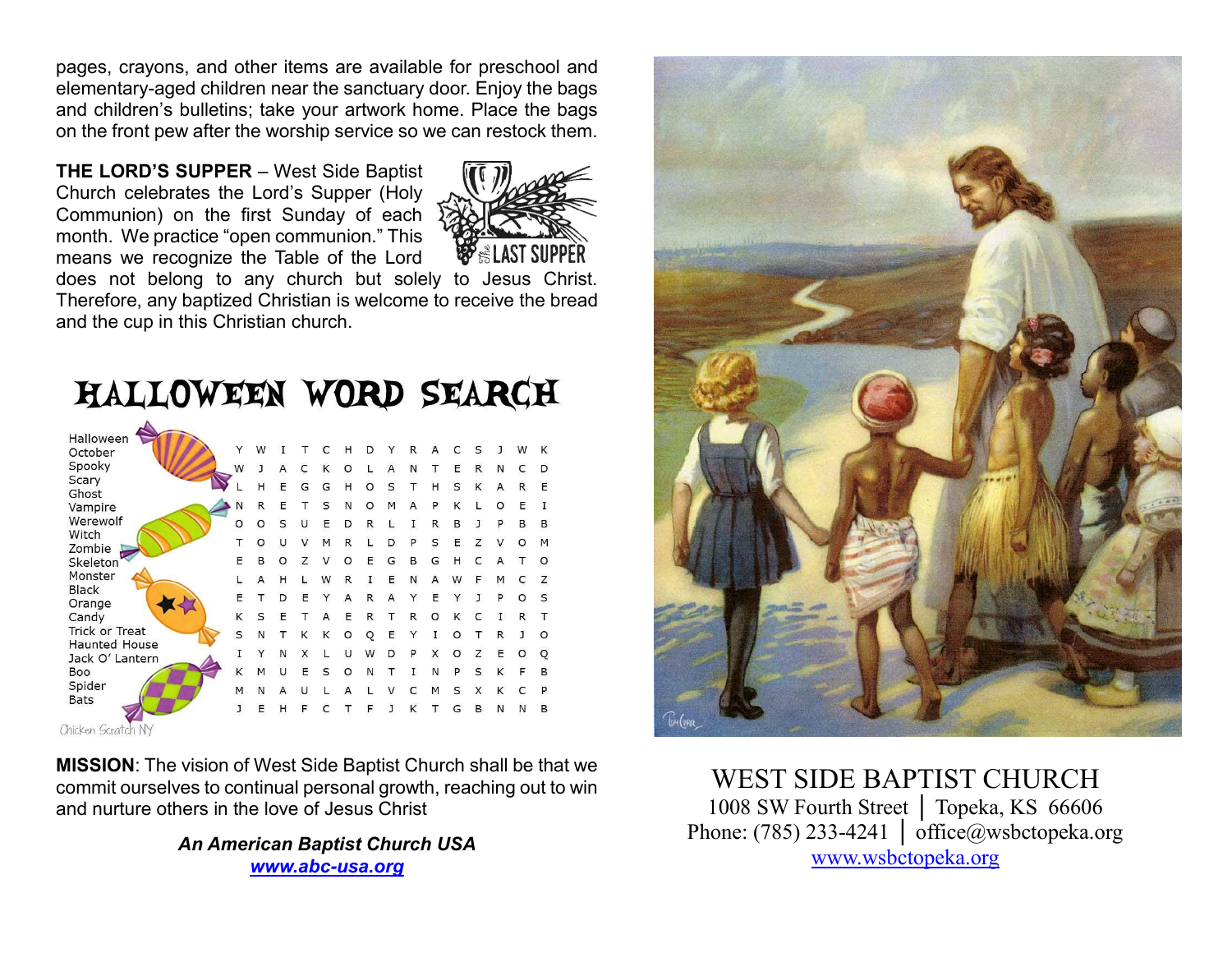pages, crayons, and other items are available for preschool and elementary-aged children near the sanctuary door. Enjoy the bags and children's bulletins; take your artwork home. Place the bags on the front pew after the worship service so we can restock them.

**THE LORD'S SUPPER** – West Side Baptist Church celebrates the Lord's Supper (Holy Communion) on the first Sunday of each month. We practice "open communion." This means we recognize the Table of the Lord does not belong to any church but solely to Jesus Christ. Therefore, any baptized Christian is welcome to receive the bread and the cup in this Christian church.

## HALLOWEEN WORD SEARCH

- Halloween
- October
- Spooky
- Scary
- Ghost
- Vampire
- Werewolf
- Witch
- Zombie
- Skeleton
- Monster
- Black
- Orange
- Candy
- Trick or Treat
- Haunted House
- Jack O' Lantern
- Boo
- Spider
- Bats

| | | | | | | | | | | | | | | |
|---|---|---|---|---|---|---|---|---|---|---|---|---|---|---|
| Y | W | I | T | C | H | D | Y | R | A | C | S | J | W | K |
| W | J | A | C | K | O | L | A | N | T | E | R | N | C | D |
| L | H | E | G | G | H | O | S | T | H | S | K | A | R | E |
| N | R | E | T | S | N | O | M | A | P | K | L | O | E | I |
| O | O | S | U | E | D | R | L | I | R | B | J | P | B | B |
| T | O | U | V | M | R | L | D | P | S | E | Z | V | O | M |
| E | B | O | Z | V | O | E | G | B | G | H | C | A | T | O |
| L | A | H | L | W | R | I | E | N | A | W | F | M | C | Z |
| E | T | D | E | Y | A | R | A | Y | E | Y | J | P | O | S |
| K | S | E | T | A | E | R | T | R | O | K | C | I | R | T |
| S | N | T | K | K | O | Q | E | Y | I | O | T | R | J | O |
| I | Y | N | X | L | U | W | D | P | X | O | Z | E | O | Q |
| K | M | U | E | S | O | N | T | I | N | P | S | K | F | B |
| M | N | A | U | L | A | L | V | C | M | S | X | K | C | P |
| J | E | H | F | C | T | F | J | K | T | G | B | N | N | B |

Chicken Scratch NY

**MISSION**: The vision of West Side Baptist Church shall be that we commit ourselves to continual personal growth, reaching out to win and nurture others in the love of Jesus Christ

***An American Baptist Church USA***
***www.abc-usa.org***

WEST SIDE BAPTIST CHURCH
1008 SW Fourth Street | Topeka, KS 66606
Phone: (785) 233-4241 | office@wsbctopeka.org
www.wsbctopeka.org